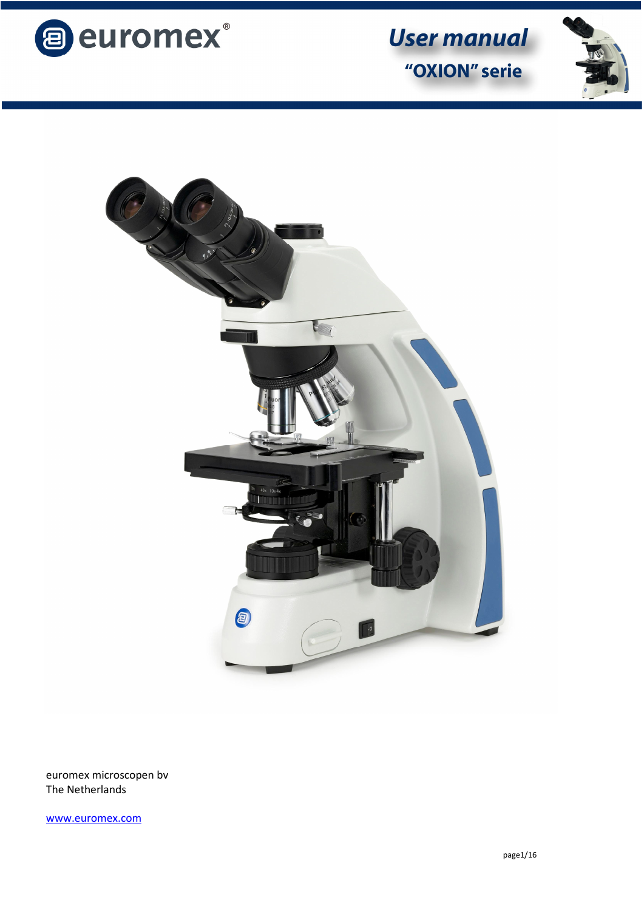euromex®

# User manual

## "OXION" serie

euromex microscopen bv
The Netherlands

www.euromex.com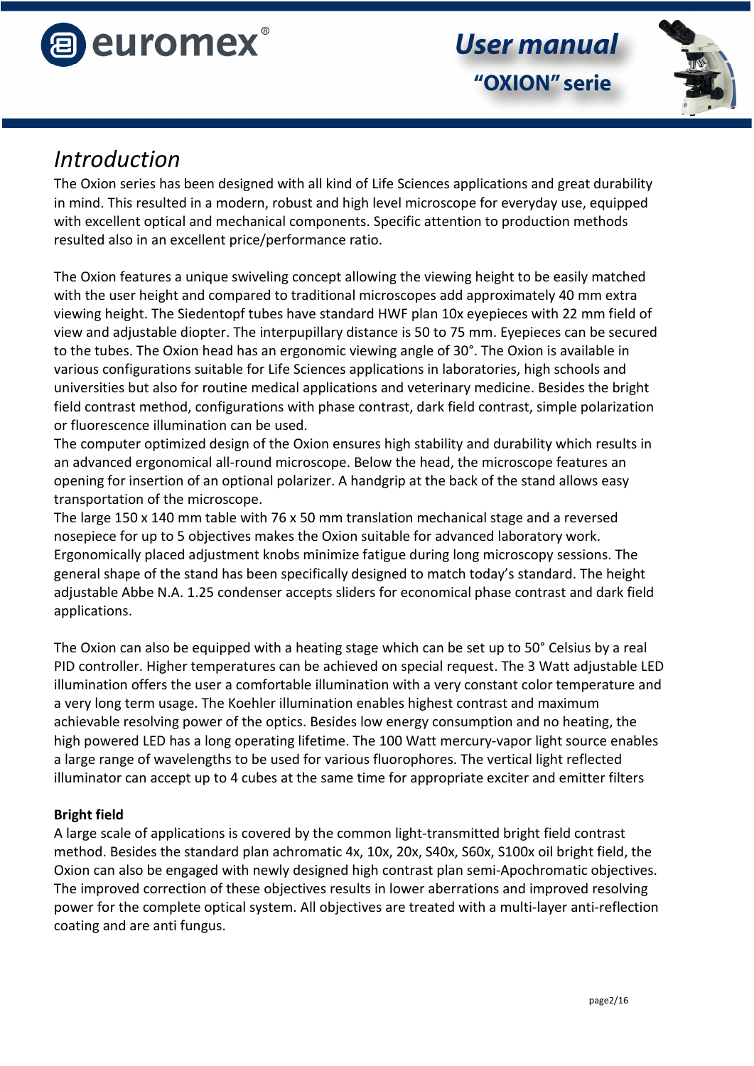# Introduction

The Oxion series has been designed with all kind of Life Sciences applications and great durability in mind. This resulted in a modern, robust and high level microscope for everyday use, equipped with excellent optical and mechanical components. Specific attention to production methods resulted also in an excellent price/performance ratio.

The Oxion features a unique swiveling concept allowing the viewing height to be easily matched with the user height and compared to traditional microscopes add approximately 40 mm extra viewing height. The Siedentopf tubes have standard HWF plan 10x eyepieces with 22 mm field of view and adjustable diopter. The interpupillary distance is 50 to 75 mm. Eyepieces can be secured to the tubes. The Oxion head has an ergonomic viewing angle of 30°. The Oxion is available in various configurations suitable for Life Sciences applications in laboratories, high schools and universities but also for routine medical applications and veterinary medicine. Besides the bright field contrast method, configurations with phase contrast, dark field contrast, simple polarization or fluorescence illumination can be used.
The computer optimized design of the Oxion ensures high stability and durability which results in an advanced ergonomical all-round microscope. Below the head, the microscope features an opening for insertion of an optional polarizer. A handgrip at the back of the stand allows easy transportation of the microscope.
The large 150 x 140 mm table with 76 x 50 mm translation mechanical stage and a reversed nosepiece for up to 5 objectives makes the Oxion suitable for advanced laboratory work. Ergonomically placed adjustment knobs minimize fatigue during long microscopy sessions. The general shape of the stand has been specifically designed to match today's standard. The height adjustable Abbe N.A. 1.25 condenser accepts sliders for economical phase contrast and dark field applications.

The Oxion can also be equipped with a heating stage which can be set up to 50° Celsius by a real PID controller. Higher temperatures can be achieved on special request. The 3 Watt adjustable LED illumination offers the user a comfortable illumination with a very constant color temperature and a very long term usage. The Koehler illumination enables highest contrast and maximum achievable resolving power of the optics. Besides low energy consumption and no heating, the high powered LED has a long operating lifetime. The 100 Watt mercury-vapor light source enables a large range of wavelengths to be used for various fluorophores. The vertical light reflected illuminator can accept up to 4 cubes at the same time for appropriate exciter and emitter filters

**Bright field**
A large scale of applications is covered by the common light-transmitted bright field contrast method. Besides the standard plan achromatic 4x, 10x, 20x, S40x, S60x, S100x oil bright field, the Oxion can also be engaged with newly designed high contrast plan semi-Apochromatic objectives. The improved correction of these objectives results in lower aberrations and improved resolving power for the complete optical system. All objectives are treated with a multi-layer anti-reflection coating and are anti fungus.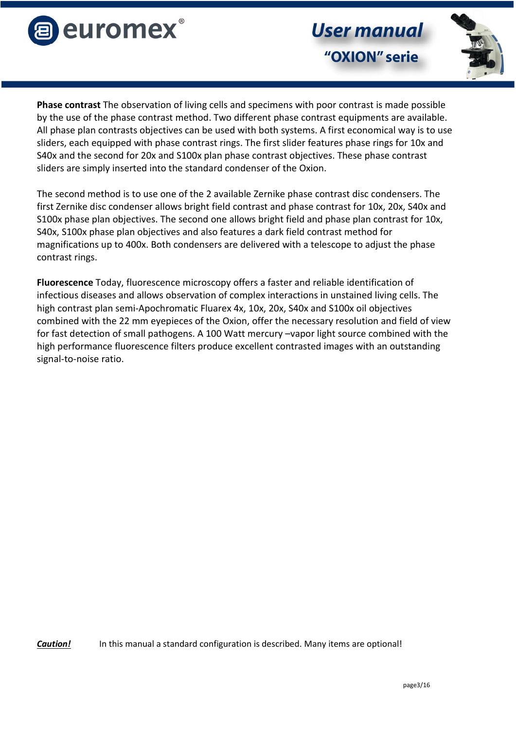**Phase contrast** The observation of living cells and specimens with poor contrast is made possible by the use of the phase contrast method. Two different phase contrast equipments are available. All phase plan contrasts objectives can be used with both systems. A first economical way is to use sliders, each equipped with phase contrast rings. The first slider features phase rings for 10x and S40x and the second for 20x and S100x plan phase contrast objectives. These phase contrast sliders are simply inserted into the standard condenser of the Oxion.

The second method is to use one of the 2 available Zernike phase contrast disc condensers. The first Zernike disc condenser allows bright field contrast and phase contrast for 10x, 20x, S40x and S100x phase plan objectives. The second one allows bright field and phase plan contrast for 10x, S40x, S100x phase plan objectives and also features a dark field contrast method for magnifications up to 400x. Both condensers are delivered with a telescope to adjust the phase contrast rings.

**Fluorescence** Today, fluorescence microscopy offers a faster and reliable identification of infectious diseases and allows observation of complex interactions in unstained living cells. The high contrast plan semi-Apochromatic Fluarex 4x, 10x, 20x, S40x and S100x oil objectives combined with the 22 mm eyepieces of the Oxion, offer the necessary resolution and field of view for fast detection of small pathogens. A 100 Watt mercury –vapor light source combined with the high performance fluorescence filters produce excellent contrasted images with an outstanding signal-to-noise ratio.

***Caution!*** In this manual a standard configuration is described. Many items are optional!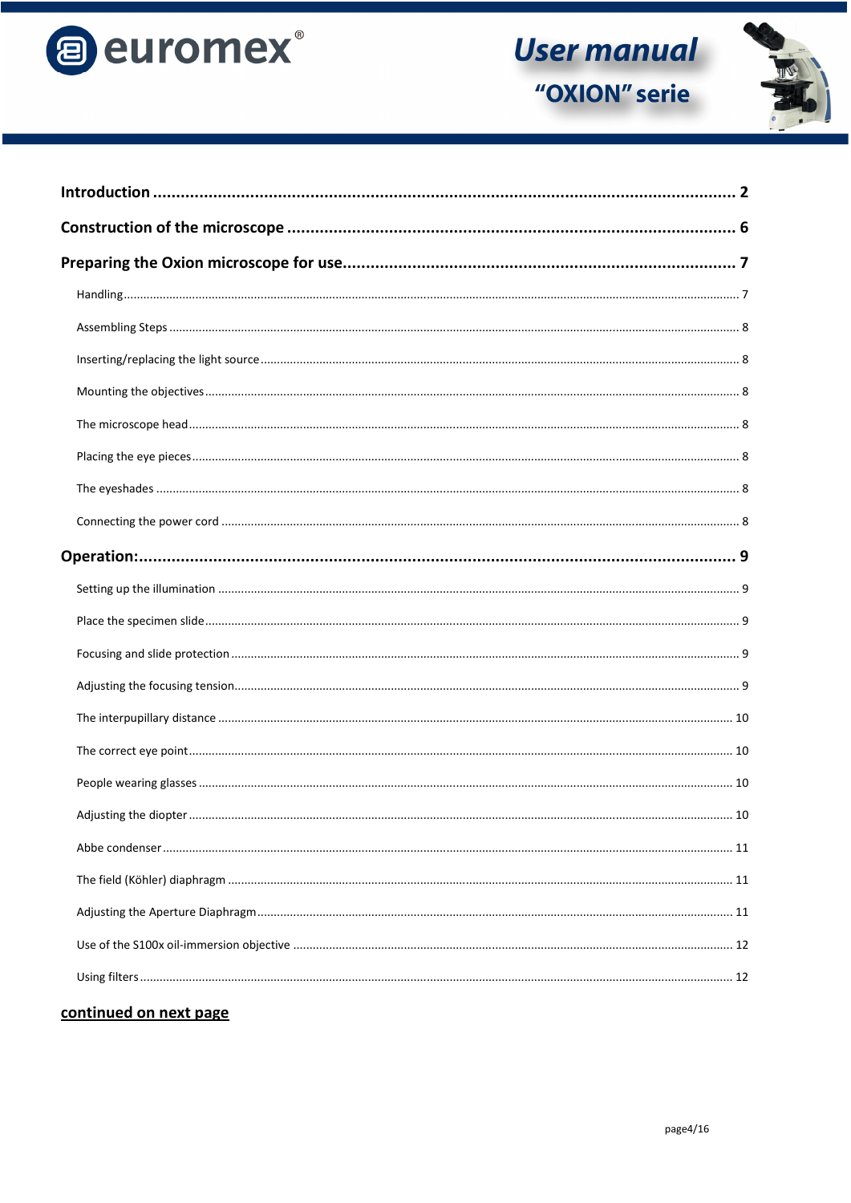**Introduction** .......................................................................................................................... 2

**Construction of the microscope** ............................................................................................... 6

**Preparing the Oxion microscope for use** .................................................................................. 7

Handling ........................................................................................................................................ 7

Assembling Steps ........................................................................................................................... 8

Inserting/replacing the light source ................................................................................................ 8

Mounting the objectives ................................................................................................................. 8

The microscope head ...................................................................................................................... 8

Placing the eye pieces ..................................................................................................................... 8

The eyeshades ................................................................................................................................ 8

Connecting the power cord ............................................................................................................. 8

**Operation:** .................................................................................................................................. 9

Setting up the illumination .............................................................................................................. 9

Place the specimen slide .................................................................................................................. 9

Focusing and slide protection .......................................................................................................... 9

Adjusting the focusing tension ........................................................................................................ 9

The interpupillary distance ............................................................................................................ 10

The correct eye point ..................................................................................................................... 10

People wearing glasses .................................................................................................................. 10

Adjusting the diopter ..................................................................................................................... 10

Abbe condenser ............................................................................................................................. 11

The field (Köhler) diaphragm ......................................................................................................... 11

Adjusting the Aperture Diaphragm ................................................................................................ 11

Use of the S100x oil-immersion objective ...................................................................................... 12

Using filters .................................................................................................................................... 12

**continued on next page**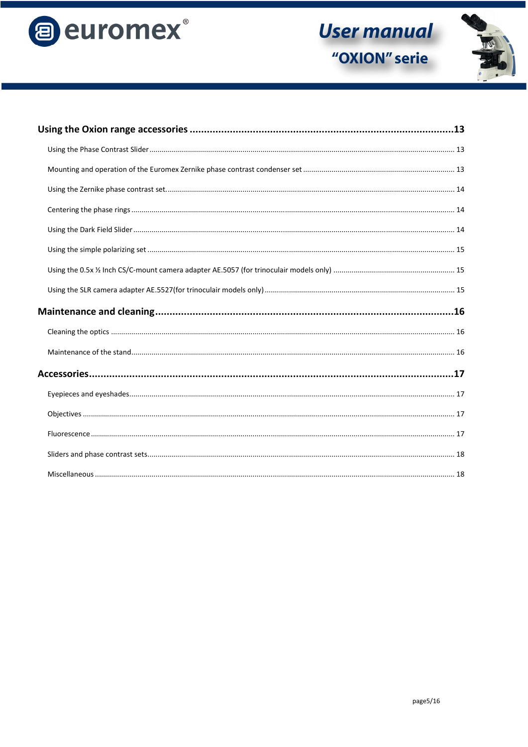**Using the Oxion range accessories ....................................................................................13**

Using the Phase Contrast Slider .................................................................................... 13

Mounting and operation of the Euromex Zernike phase contrast condenser set ........................................ 13

Using the Zernike phase contrast set. .................................................................................... 14

Centering the phase rings .................................................................................... 14

Using the Dark Field Slider .................................................................................... 14

Using the simple polarizing set .................................................................................... 15

Using the 0.5x ½ Inch CS/C-mount camera adapter AE.5057 (for trinoculair models only) ............................ 15

Using the SLR camera adapter AE.5527(for trinoculair models only) .................................................... 15

**Maintenance and cleaning....................................................................................................16**

Cleaning the optics .................................................................................... 16

Maintenance of the stand .................................................................................... 16

**Accessories.........................................................................................................................17**

Eyepieces and eyeshades .................................................................................... 17

Objectives .................................................................................... 17

Fluorescence .................................................................................... 17

Sliders and phase contrast sets .................................................................................... 18

Miscellaneous .................................................................................... 18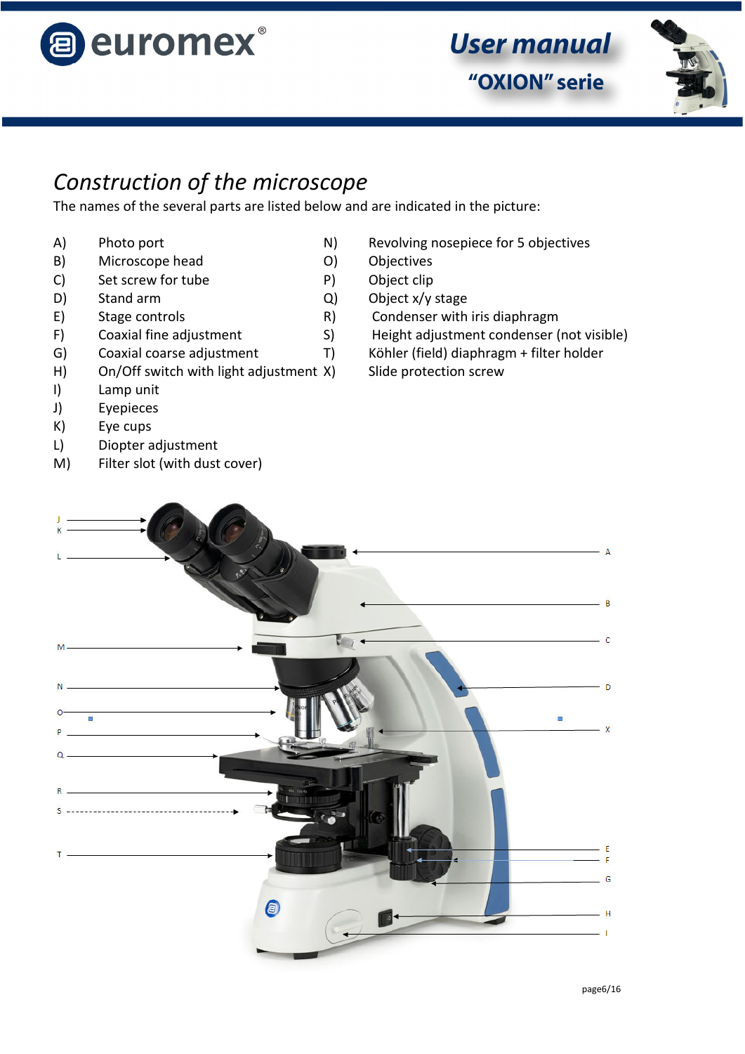## *Construction of the microscope*

The names of the several parts are listed below and are indicated in the picture:

A) Photo port
B) Microscope head
C) Set screw for tube
D) Stand arm
E) Stage controls
F) Coaxial fine adjustment
G) Coaxial coarse adjustment
H) On/Off switch with light adjustment
I) Lamp unit
J) Eyepieces
K) Eye cups
L) Diopter adjustment
M) Filter slot (with dust cover)
N) Revolving nosepiece for 5 objectives
O) Objectives
P) Object clip
Q) Object x/y stage
R) Condenser with iris diaphragm
S) Height adjustment condenser (not visible)
T) Köhler (field) diaphragm + filter holder
X) Slide protection screw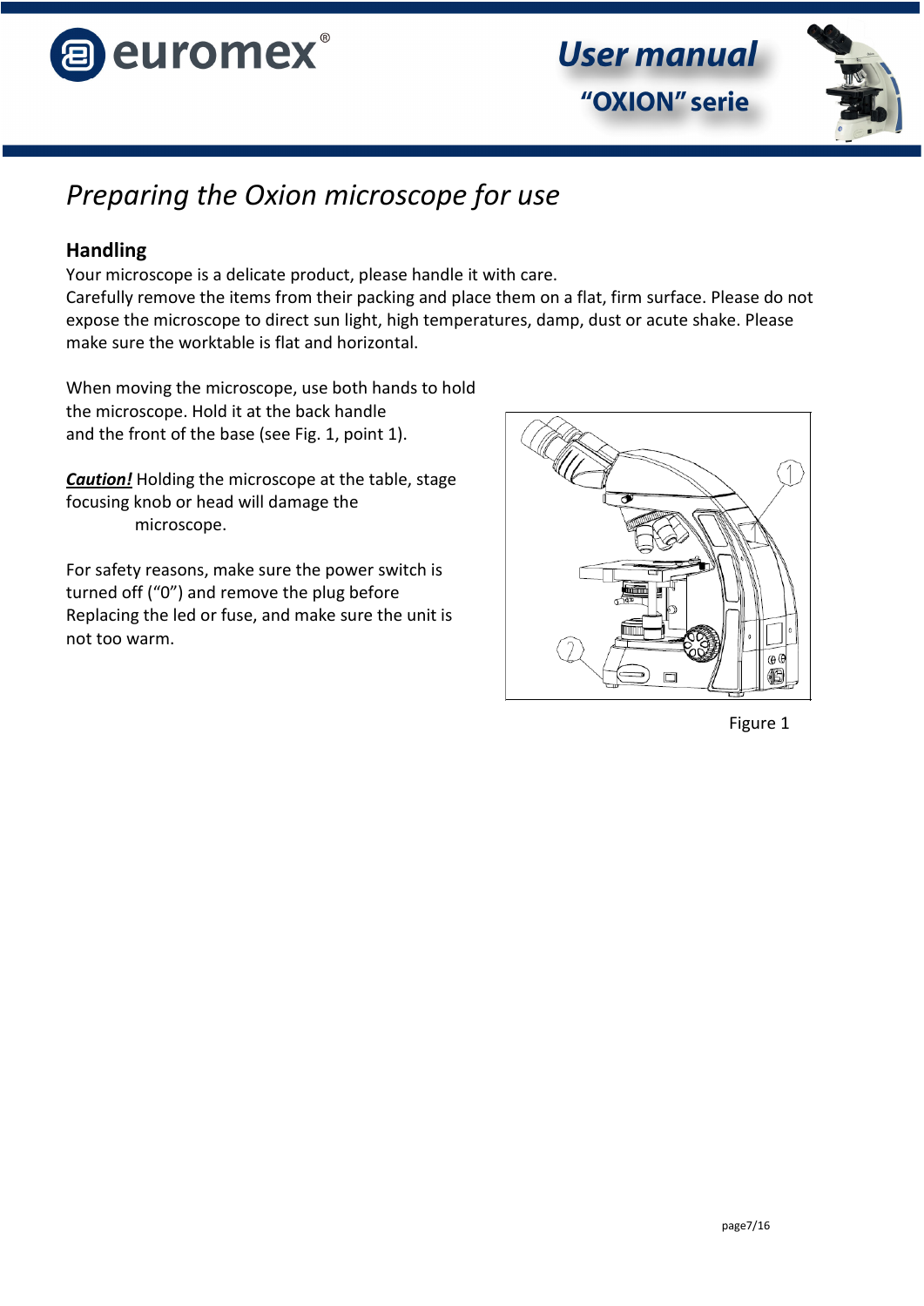# *Preparing the Oxion microscope for use*

## Handling

Your microscope is a delicate product, please handle it with care.
Carefully remove the items from their packing and place them on a flat, firm surface. Please do not expose the microscope to direct sun light, high temperatures, damp, dust or acute shake. Please make sure the worktable is flat and horizontal.

When moving the microscope, use both hands to hold the microscope. Hold it at the back handle and the front of the base (see Fig. 1, point 1).

***Caution!*** Holding the microscope at the table, stage focusing knob or head will damage the microscope.

For safety reasons, make sure the power switch is turned off ("0") and remove the plug before Replacing the led or fuse, and make sure the unit is not too warm.

Figure 1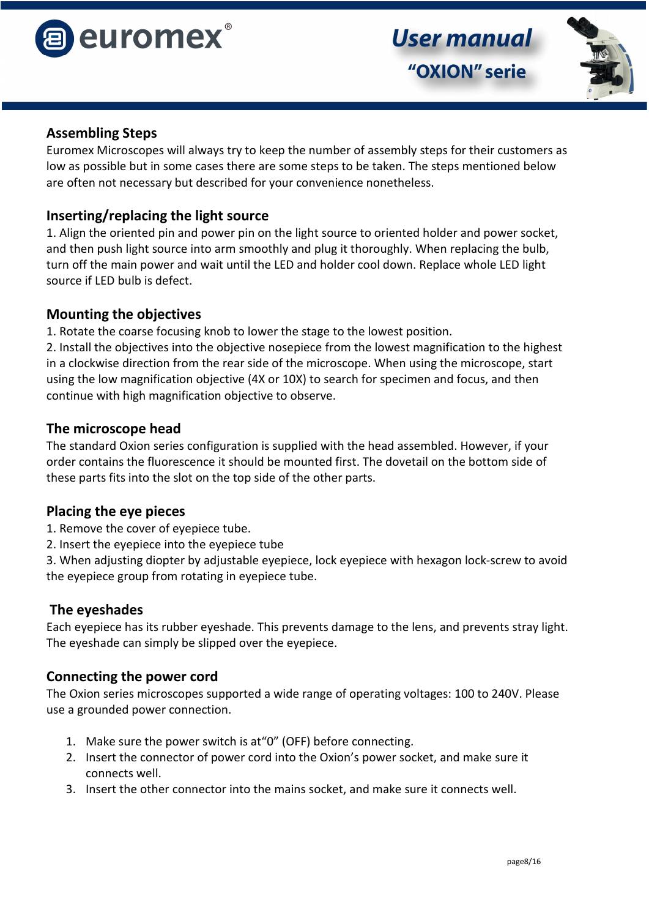## Assembling Steps

Euromex Microscopes will always try to keep the number of assembly steps for their customers as low as possible but in some cases there are some steps to be taken. The steps mentioned below are often not necessary but described for your convenience nonetheless.

## Inserting/replacing the light source

1. Align the oriented pin and power pin on the light source to oriented holder and power socket, and then push light source into arm smoothly and plug it thoroughly. When replacing the bulb, turn off the main power and wait until the LED and holder cool down. Replace whole LED light source if LED bulb is defect.

## Mounting the objectives

1. Rotate the coarse focusing knob to lower the stage to the lowest position.
2. Install the objectives into the objective nosepiece from the lowest magnification to the highest in a clockwise direction from the rear side of the microscope. When using the microscope, start using the low magnification objective (4X or 10X) to search for specimen and focus, and then continue with high magnification objective to observe.

## The microscope head

The standard Oxion series configuration is supplied with the head assembled. However, if your order contains the fluorescence it should be mounted first. The dovetail on the bottom side of these parts fits into the slot on the top side of the other parts.

## Placing the eye pieces

1. Remove the cover of eyepiece tube.
2. Insert the eyepiece into the eyepiece tube
3. When adjusting diopter by adjustable eyepiece, lock eyepiece with hexagon lock-screw to avoid the eyepiece group from rotating in eyepiece tube.

## The eyeshades

Each eyepiece has its rubber eyeshade. This prevents damage to the lens, and prevents stray light. The eyeshade can simply be slipped over the eyepiece.

## Connecting the power cord

The Oxion series microscopes supported a wide range of operating voltages: 100 to 240V. Please use a grounded power connection.

1. Make sure the power switch is at“0” (OFF) before connecting.
2. Insert the connector of power cord into the Oxion’s power socket, and make sure it connects well.
3. Insert the other connector into the mains socket, and make sure it connects well.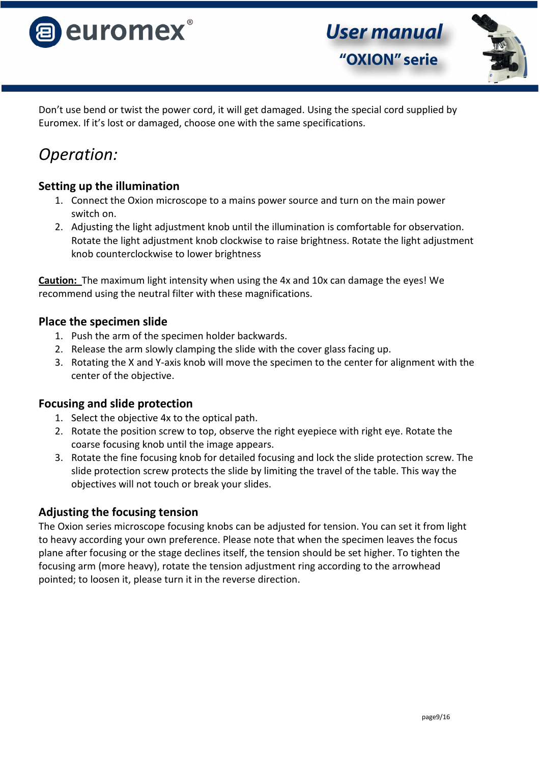Don't use bend or twist the power cord, it will get damaged. Using the special cord supplied by Euromex. If it's lost or damaged, choose one with the same specifications.

# *Operation:*

### Setting up the illumination

1. Connect the Oxion microscope to a mains power source and turn on the main power switch on.
2. Adjusting the light adjustment knob until the illumination is comfortable for observation. Rotate the light adjustment knob clockwise to raise brightness. Rotate the light adjustment knob counterclockwise to lower brightness

**Caution:** The maximum light intensity when using the 4x and 10x can damage the eyes! We recommend using the neutral filter with these magnifications.

### Place the specimen slide

1. Push the arm of the specimen holder backwards.
2. Release the arm slowly clamping the slide with the cover glass facing up.
3. Rotating the X and Y-axis knob will move the specimen to the center for alignment with the center of the objective.

### Focusing and slide protection

1. Select the objective 4x to the optical path.
2. Rotate the position screw to top, observe the right eyepiece with right eye. Rotate the coarse focusing knob until the image appears.
3. Rotate the fine focusing knob for detailed focusing and lock the slide protection screw. The slide protection screw protects the slide by limiting the travel of the table. This way the objectives will not touch or break your slides.

### Adjusting the focusing tension

The Oxion series microscope focusing knobs can be adjusted for tension. You can set it from light to heavy according your own preference. Please note that when the specimen leaves the focus plane after focusing or the stage declines itself, the tension should be set higher. To tighten the focusing arm (more heavy), rotate the tension adjustment ring according to the arrowhead pointed; to loosen it, please turn it in the reverse direction.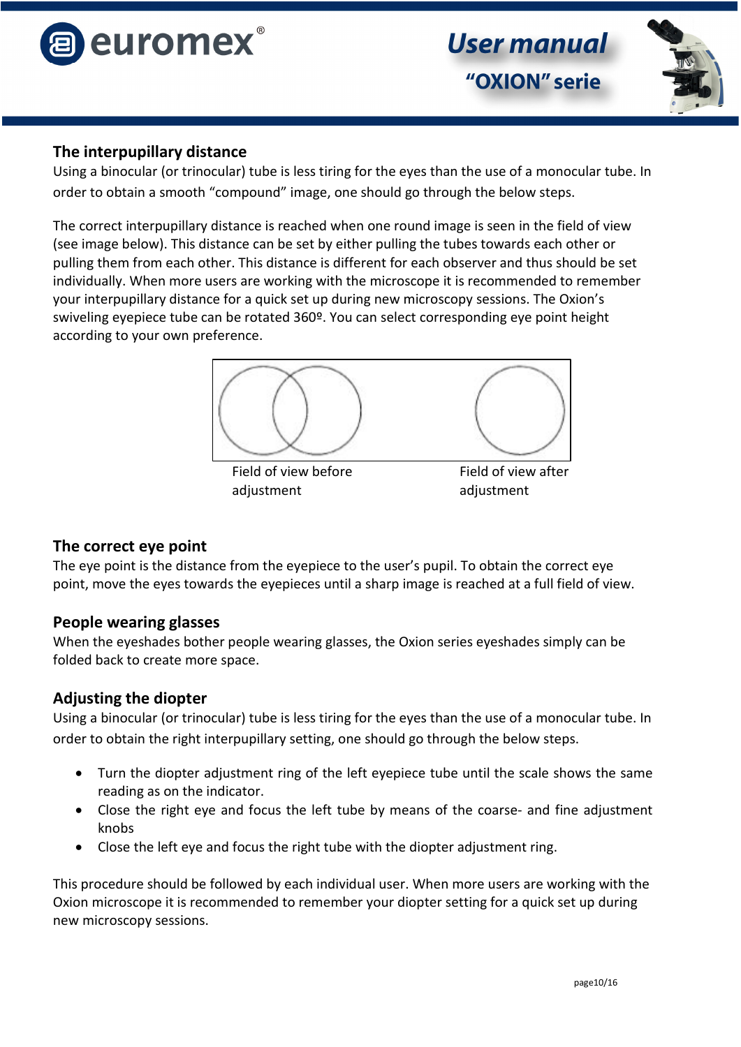## The interpupillary distance

Using a binocular (or trinocular) tube is less tiring for the eyes than the use of a monocular tube. In order to obtain a smooth “compound” image, one should go through the below steps.

The correct interpupillary distance is reached when one round image is seen in the field of view (see image below). This distance can be set by either pulling the tubes towards each other or pulling them from each other. This distance is different for each observer and thus should be set individually. When more users are working with the microscope it is recommended to remember your interpupillary distance for a quick set up during new microscopy sessions. The Oxion’s swiveling eyepiece tube can be rotated 360º. You can select corresponding eye point height according to your own preference.

Field of view before adjustment

Field of view after adjustment

## The correct eye point

The eye point is the distance from the eyepiece to the user’s pupil. To obtain the correct eye point, move the eyes towards the eyepieces until a sharp image is reached at a full field of view.

## People wearing glasses

When the eyeshades bother people wearing glasses, the Oxion series eyeshades simply can be folded back to create more space.

## Adjusting the diopter

Using a binocular (or trinocular) tube is less tiring for the eyes than the use of a monocular tube. In order to obtain the right interpupillary setting, one should go through the below steps.

- Turn the diopter adjustment ring of the left eyepiece tube until the scale shows the same reading as on the indicator.
- Close the right eye and focus the left tube by means of the coarse- and fine adjustment knobs
- Close the left eye and focus the right tube with the diopter adjustment ring.

This procedure should be followed by each individual user. When more users are working with the Oxion microscope it is recommended to remember your diopter setting for a quick set up during new microscopy sessions.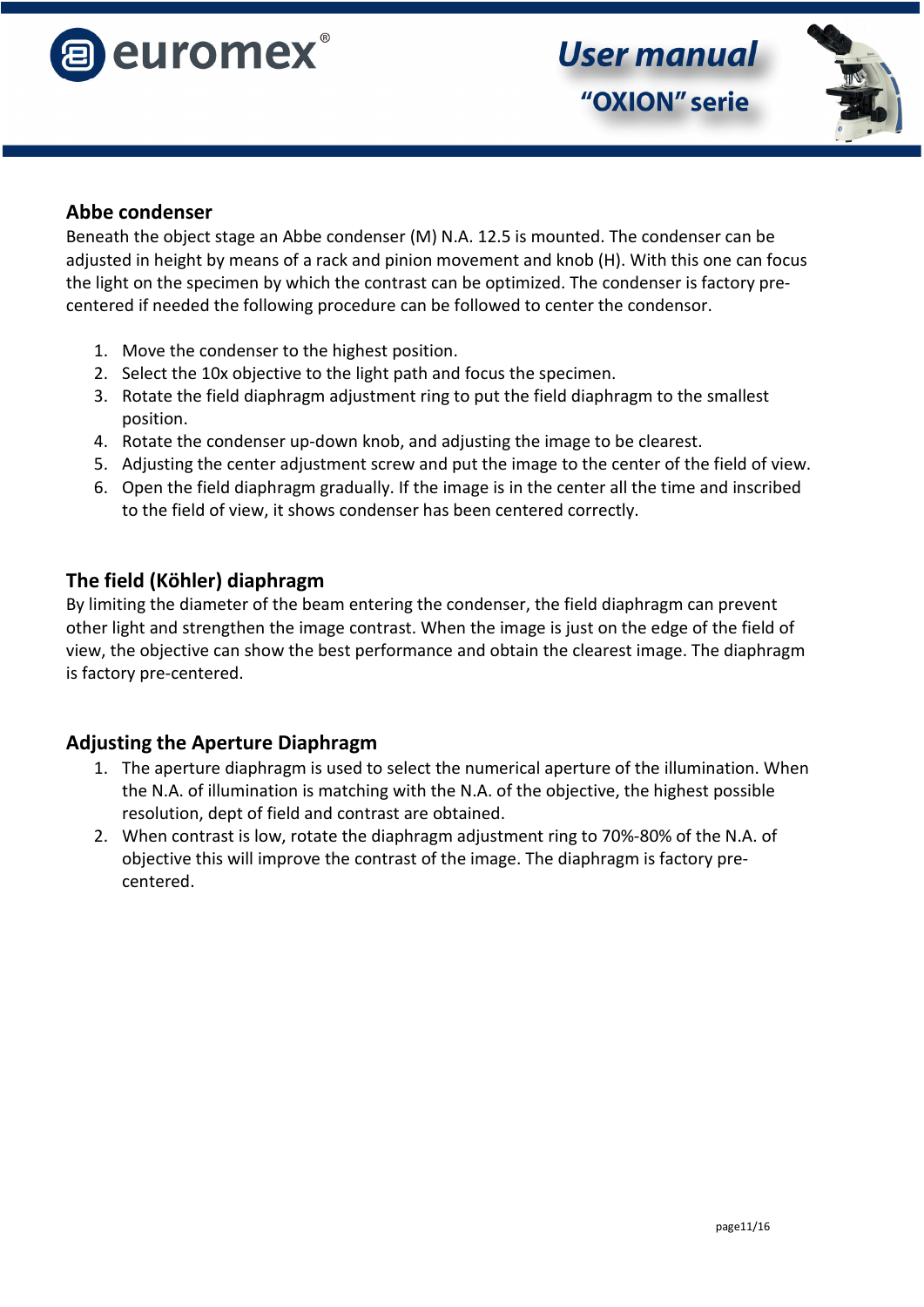## Abbe condenser

Beneath the object stage an Abbe condenser (M) N.A. 12.5 is mounted. The condenser can be adjusted in height by means of a rack and pinion movement and knob (H). With this one can focus the light on the specimen by which the contrast can be optimized. The condenser is factory pre-centered if needed the following procedure can be followed to center the condensor.

1. Move the condenser to the highest position.
2. Select the 10x objective to the light path and focus the specimen.
3. Rotate the field diaphragm adjustment ring to put the field diaphragm to the smallest position.
4. Rotate the condenser up-down knob, and adjusting the image to be clearest.
5. Adjusting the center adjustment screw and put the image to the center of the field of view.
6. Open the field diaphragm gradually. If the image is in the center all the time and inscribed to the field of view, it shows condenser has been centered correctly.

## The field (Köhler) diaphragm

By limiting the diameter of the beam entering the condenser, the field diaphragm can prevent other light and strengthen the image contrast. When the image is just on the edge of the field of view, the objective can show the best performance and obtain the clearest image. The diaphragm is factory pre-centered.

## Adjusting the Aperture Diaphragm

1. The aperture diaphragm is used to select the numerical aperture of the illumination. When the N.A. of illumination is matching with the N.A. of the objective, the highest possible resolution, dept of field and contrast are obtained.
2. When contrast is low, rotate the diaphragm adjustment ring to 70%-80% of the N.A. of objective this will improve the contrast of the image. The diaphragm is factory pre-centered.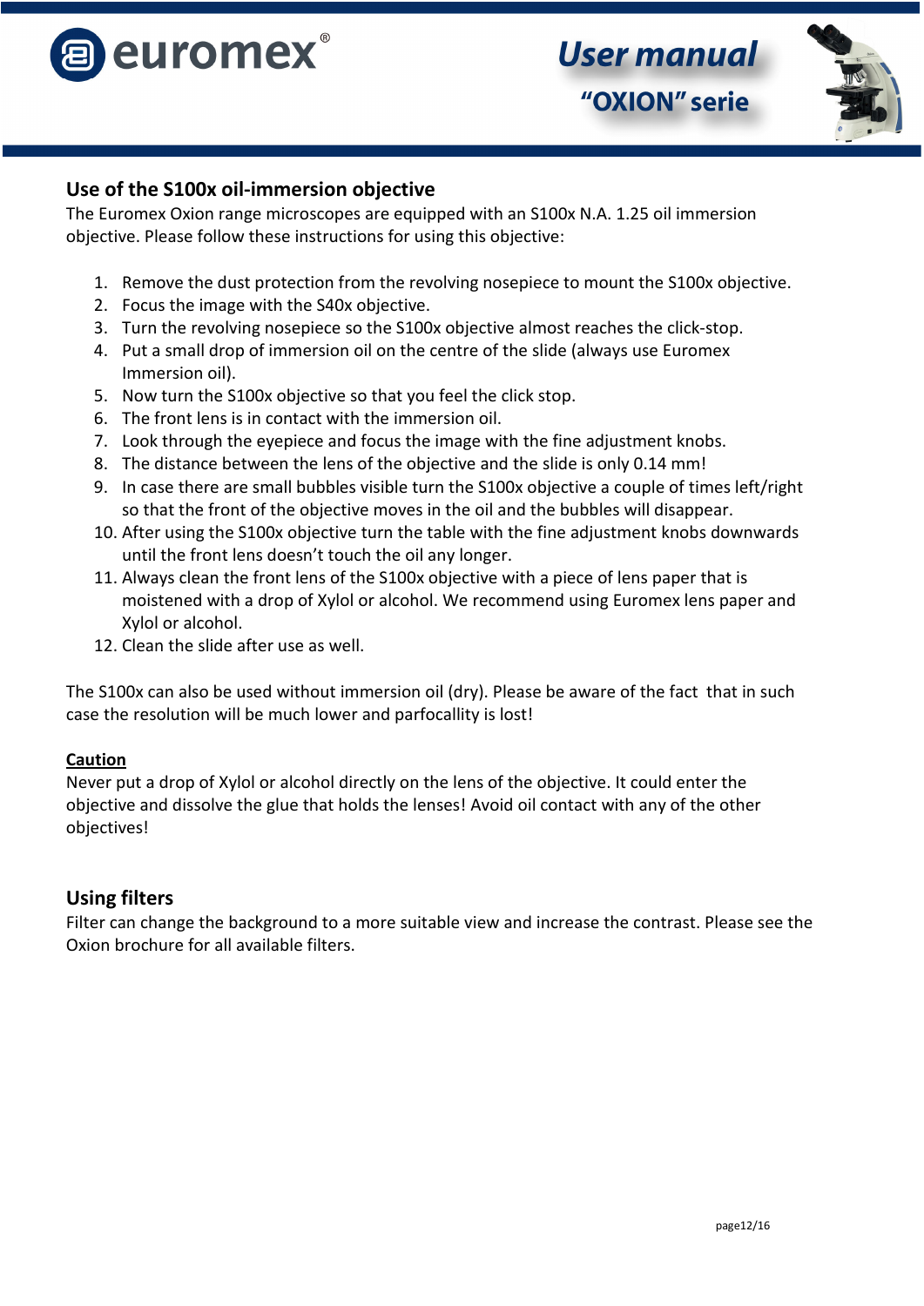## Use of the S100x oil-immersion objective

The Euromex Oxion range microscopes are equipped with an S100x N.A. 1.25 oil immersion objective. Please follow these instructions for using this objective:

1. Remove the dust protection from the revolving nosepiece to mount the S100x objective.
2. Focus the image with the S40x objective.
3. Turn the revolving nosepiece so the S100x objective almost reaches the click-stop.
4. Put a small drop of immersion oil on the centre of the slide (always use Euromex Immersion oil).
5. Now turn the S100x objective so that you feel the click stop.
6. The front lens is in contact with the immersion oil.
7. Look through the eyepiece and focus the image with the fine adjustment knobs.
8. The distance between the lens of the objective and the slide is only 0.14 mm!
9. In case there are small bubbles visible turn the S100x objective a couple of times left/right so that the front of the objective moves in the oil and the bubbles will disappear.
10. After using the S100x objective turn the table with the fine adjustment knobs downwards until the front lens doesn't touch the oil any longer.
11. Always clean the front lens of the S100x objective with a piece of lens paper that is moistened with a drop of Xylol or alcohol. We recommend using Euromex lens paper and Xylol or alcohol.
12. Clean the slide after use as well.

The S100x can also be used without immersion oil (dry). Please be aware of the fact that in such case the resolution will be much lower and parfocallity is lost!

**Caution**

Never put a drop of Xylol or alcohol directly on the lens of the objective. It could enter the objective and dissolve the glue that holds the lenses! Avoid oil contact with any of the other objectives!

## Using filters

Filter can change the background to a more suitable view and increase the contrast. Please see the Oxion brochure for all available filters.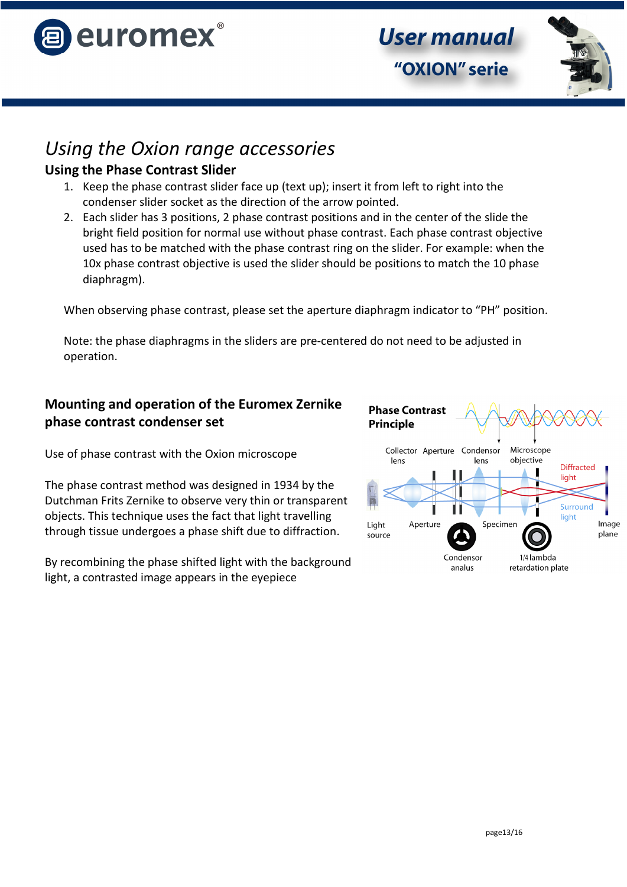# *Using the Oxion range accessories*

## Using the Phase Contrast Slider

1. Keep the phase contrast slider face up (text up); insert it from left to right into the condenser slider socket as the direction of the arrow pointed.
2. Each slider has 3 positions, 2 phase contrast positions and in the center of the slide the bright field position for normal use without phase contrast. Each phase contrast objective used has to be matched with the phase contrast ring on the slider. For example: when the 10x phase contrast objective is used the slider should be positions to match the 10 phase diaphragm).

When observing phase contrast, please set the aperture diaphragm indicator to “PH” position.

Note: the phase diaphragms in the sliders are pre-centered do not need to be adjusted in operation.

## Mounting and operation of the Euromex Zernike phase contrast condenser set

Use of phase contrast with the Oxion microscope

The phase contrast method was designed in 1934 by the Dutchman Frits Zernike to observe very thin or transparent objects. This technique uses the fact that light travelling through tissue undergoes a phase shift due to diffraction.

By recombining the phase shifted light with the background light, a contrasted image appears in the eyepiece

**Phase Contrast Principle**

Collector lens, Aperture, Condensor lens, Microscope objective, Diffracted light, Surround light, Light source, Aperture, Specimen, Image plane, Condensor analus, 1/4 lambda retardation plate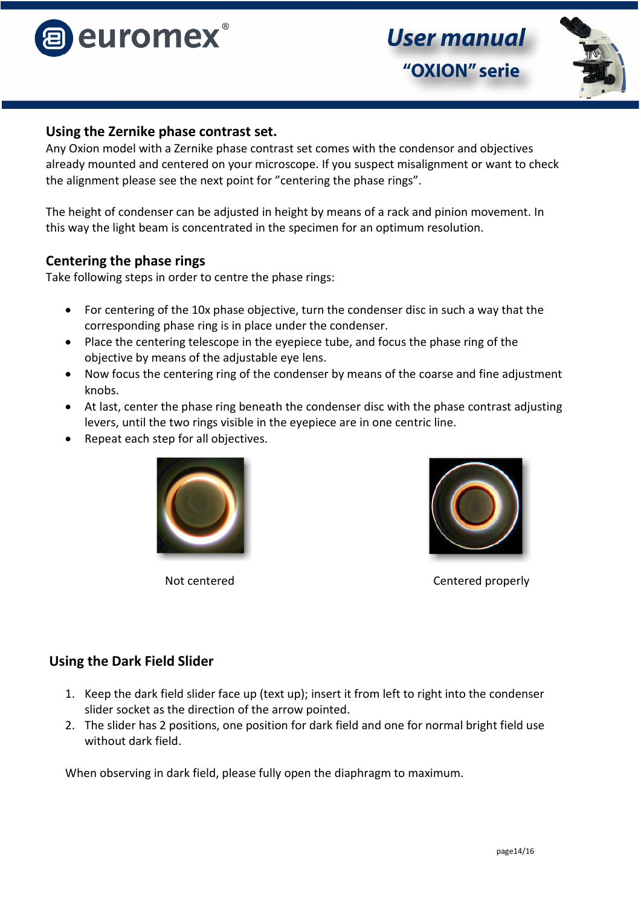## Using the Zernike phase contrast set.

Any Oxion model with a Zernike phase contrast set comes with the condensor and objectives already mounted and centered on your microscope. If you suspect misalignment or want to check the alignment please see the next point for "centering the phase rings".

The height of condenser can be adjusted in height by means of a rack and pinion movement. In this way the light beam is concentrated in the specimen for an optimum resolution.

## Centering the phase rings

Take following steps in order to centre the phase rings:

- For centering of the 10x phase objective, turn the condenser disc in such a way that the corresponding phase ring is in place under the condenser.
- Place the centering telescope in the eyepiece tube, and focus the phase ring of the objective by means of the adjustable eye lens.
- Now focus the centering ring of the condenser by means of the coarse and fine adjustment knobs.
- At last, center the phase ring beneath the condenser disc with the phase contrast adjusting levers, until the two rings visible in the eyepiece are in one centric line.
- Repeat each step for all objectives.

Not centered

Centered properly

## Using the Dark Field Slider

1. Keep the dark field slider face up (text up); insert it from left to right into the condenser slider socket as the direction of the arrow pointed.
2. The slider has 2 positions, one position for dark field and one for normal bright field use without dark field.

When observing in dark field, please fully open the diaphragm to maximum.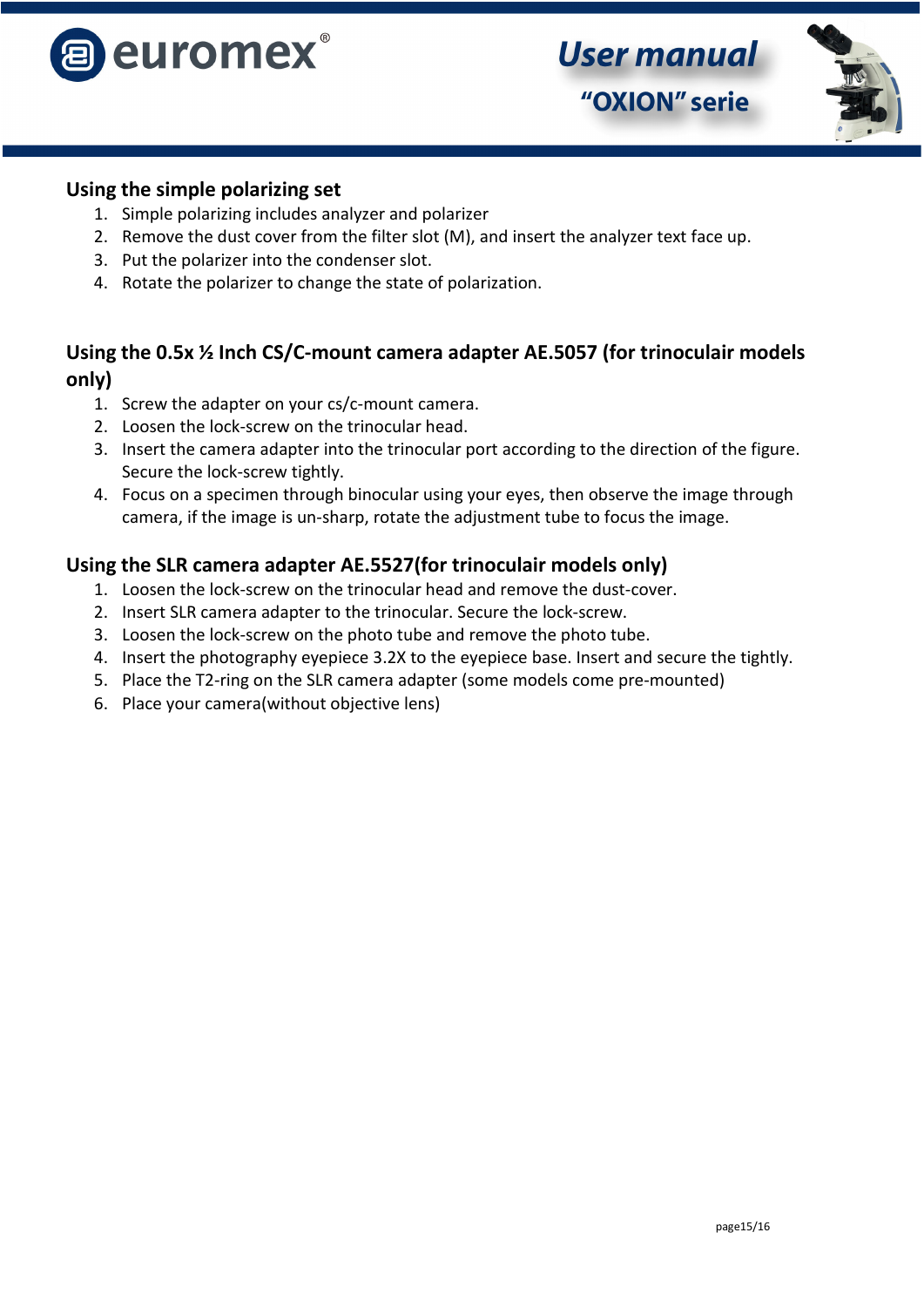## Using the simple polarizing set

1. Simple polarizing includes analyzer and polarizer
2. Remove the dust cover from the filter slot (M), and insert the analyzer text face up.
3. Put the polarizer into the condenser slot.
4. Rotate the polarizer to change the state of polarization.

## Using the 0.5x ½ Inch CS/C-mount camera adapter AE.5057 (for trinoculair models only)

1. Screw the adapter on your cs/c-mount camera.
2. Loosen the lock-screw on the trinocular head.
3. Insert the camera adapter into the trinocular port according to the direction of the figure. Secure the lock-screw tightly.
4. Focus on a specimen through binocular using your eyes, then observe the image through camera, if the image is un-sharp, rotate the adjustment tube to focus the image.

## Using the SLR camera adapter AE.5527(for trinoculair models only)

1. Loosen the lock-screw on the trinocular head and remove the dust-cover.
2. Insert SLR camera adapter to the trinocular. Secure the lock-screw.
3. Loosen the lock-screw on the photo tube and remove the photo tube.
4. Insert the photography eyepiece 3.2X to the eyepiece base. Insert and secure the tightly.
5. Place the T2-ring on the SLR camera adapter (some models come pre-mounted)
6. Place your camera(without objective lens)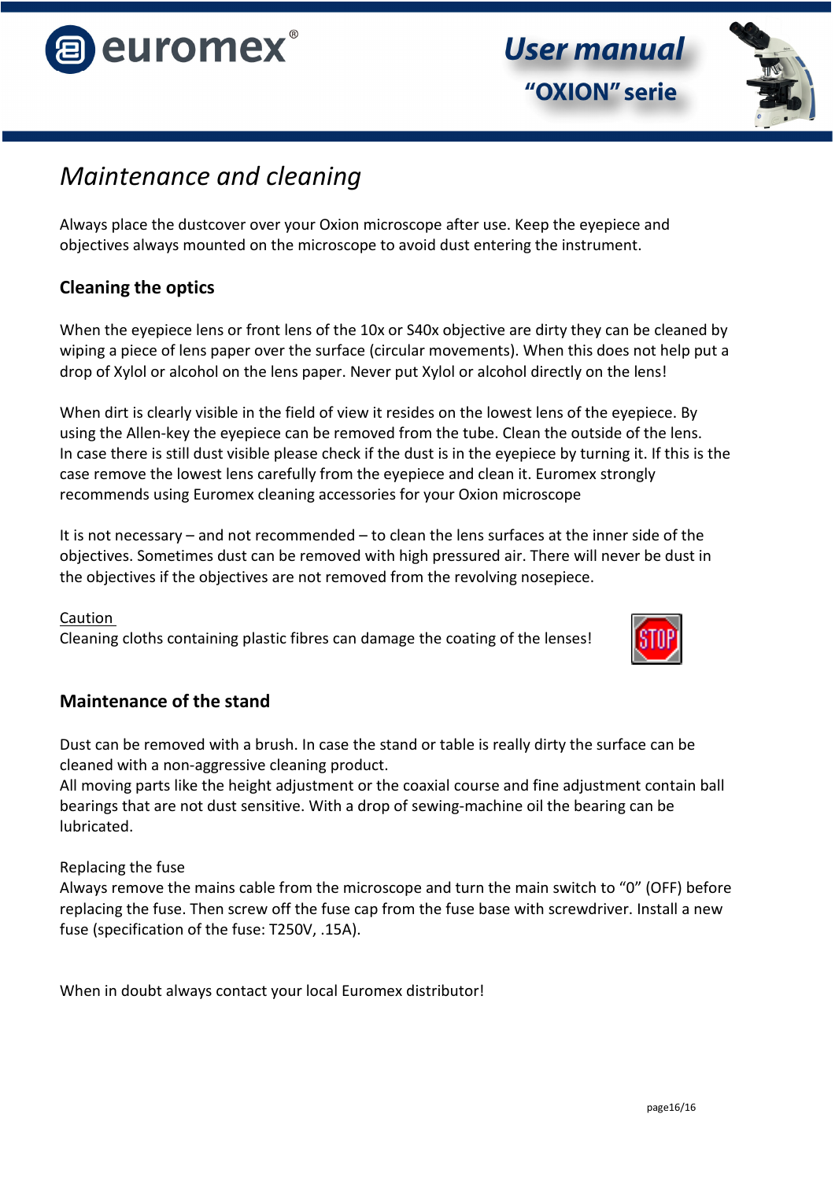# *Maintenance and cleaning*

Always place the dustcover over your Oxion microscope after use. Keep the eyepiece and objectives always mounted on the microscope to avoid dust entering the instrument.

## Cleaning the optics

When the eyepiece lens or front lens of the 10x or S40x objective are dirty they can be cleaned by wiping a piece of lens paper over the surface (circular movements). When this does not help put a drop of Xylol or alcohol on the lens paper. Never put Xylol or alcohol directly on the lens!

When dirt is clearly visible in the field of view it resides on the lowest lens of the eyepiece. By using the Allen-key the eyepiece can be removed from the tube. Clean the outside of the lens. In case there is still dust visible please check if the dust is in the eyepiece by turning it. If this is the case remove the lowest lens carefully from the eyepiece and clean it. Euromex strongly recommends using Euromex cleaning accessories for your Oxion microscope

It is not necessary – and not recommended – to clean the lens surfaces at the inner side of the objectives. Sometimes dust can be removed with high pressured air. There will never be dust in the objectives if the objectives are not removed from the revolving nosepiece.

<u>Caution</u>
Cleaning cloths containing plastic fibres can damage the coating of the lenses!

## Maintenance of the stand

Dust can be removed with a brush. In case the stand or table is really dirty the surface can be cleaned with a non-aggressive cleaning product.
All moving parts like the height adjustment or the coaxial course and fine adjustment contain ball bearings that are not dust sensitive. With a drop of sewing-machine oil the bearing can be lubricated.

Replacing the fuse
Always remove the mains cable from the microscope and turn the main switch to "0" (OFF) before replacing the fuse. Then screw off the fuse cap from the fuse base with screwdriver. Install a new fuse (specification of the fuse: T250V, .15A).

When in doubt always contact your local Euromex distributor!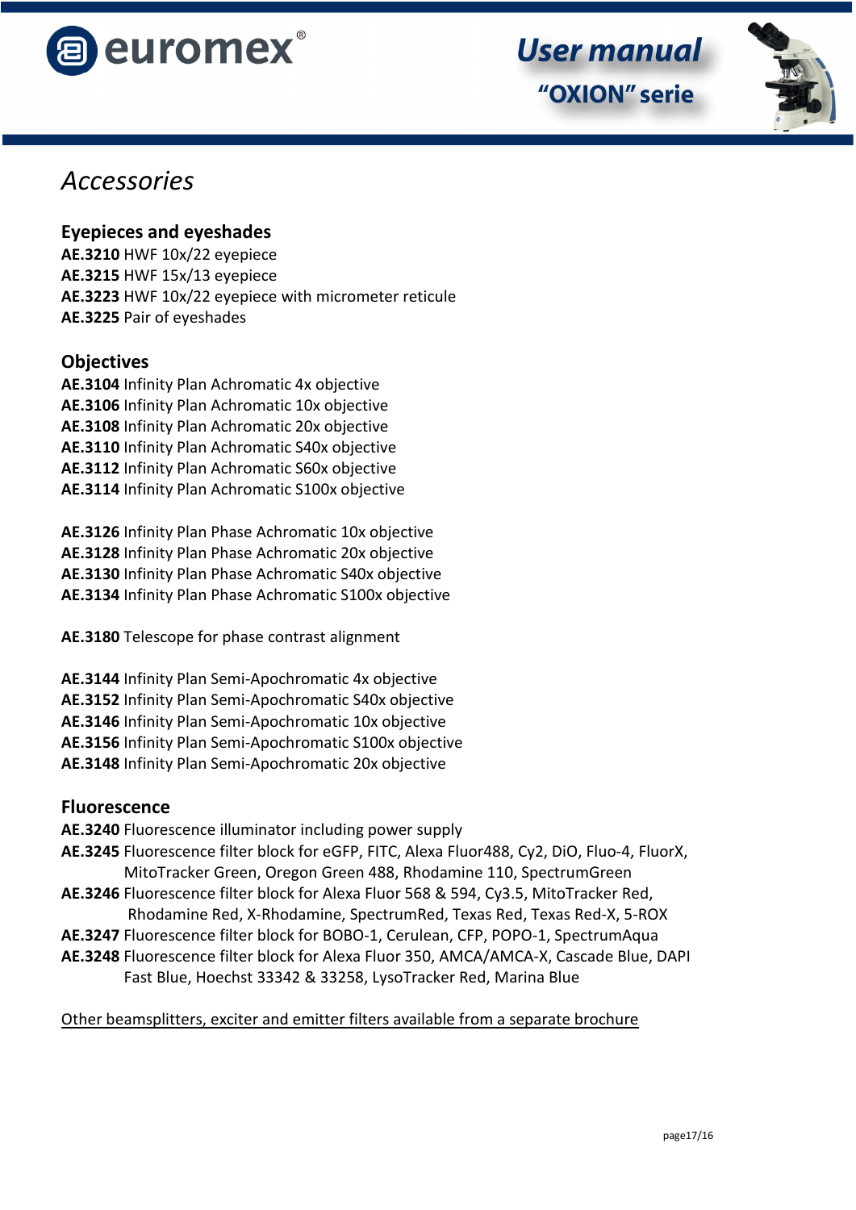# Accessories

## Eyepieces and eyeshades

**AE.3210** HWF 10x/22 eyepiece
**AE.3215** HWF 15x/13 eyepiece
**AE.3223** HWF 10x/22 eyepiece with micrometer reticule
**AE.3225** Pair of eyeshades

## Objectives

**AE.3104** Infinity Plan Achromatic 4x objective
**AE.3106** Infinity Plan Achromatic 10x objective
**AE.3108** Infinity Plan Achromatic 20x objective
**AE.3110** Infinity Plan Achromatic S40x objective
**AE.3112** Infinity Plan Achromatic S60x objective
**AE.3114** Infinity Plan Achromatic S100x objective

**AE.3126** Infinity Plan Phase Achromatic 10x objective
**AE.3128** Infinity Plan Phase Achromatic 20x objective
**AE.3130** Infinity Plan Phase Achromatic S40x objective
**AE.3134** Infinity Plan Phase Achromatic S100x objective

**AE.3180** Telescope for phase contrast alignment

**AE.3144** Infinity Plan Semi-Apochromatic 4x objective
**AE.3152** Infinity Plan Semi-Apochromatic S40x objective
**AE.3146** Infinity Plan Semi-Apochromatic 10x objective
**AE.3156** Infinity Plan Semi-Apochromatic S100x objective
**AE.3148** Infinity Plan Semi-Apochromatic 20x objective

## Fluorescence

**AE.3240** Fluorescence illuminator including power supply
**AE.3245** Fluorescence filter block for eGFP, FITC, Alexa Fluor488, Cy2, DiO, Fluo-4, FluorX, MitoTracker Green, Oregon Green 488, Rhodamine 110, SpectrumGreen
**AE.3246** Fluorescence filter block for Alexa Fluor 568 & 594, Cy3.5, MitoTracker Red, Rhodamine Red, X-Rhodamine, SpectrumRed, Texas Red, Texas Red-X, 5-ROX
**AE.3247** Fluorescence filter block for BOBO-1, Cerulean, CFP, POPO-1, SpectrumAqua
**AE.3248** Fluorescence filter block for Alexa Fluor 350, AMCA/AMCA-X, Cascade Blue, DAPI Fast Blue, Hoechst 33342 & 33258, LysoTracker Red, Marina Blue

<u>Other beamsplitters, exciter and emitter filters available from a separate brochure</u>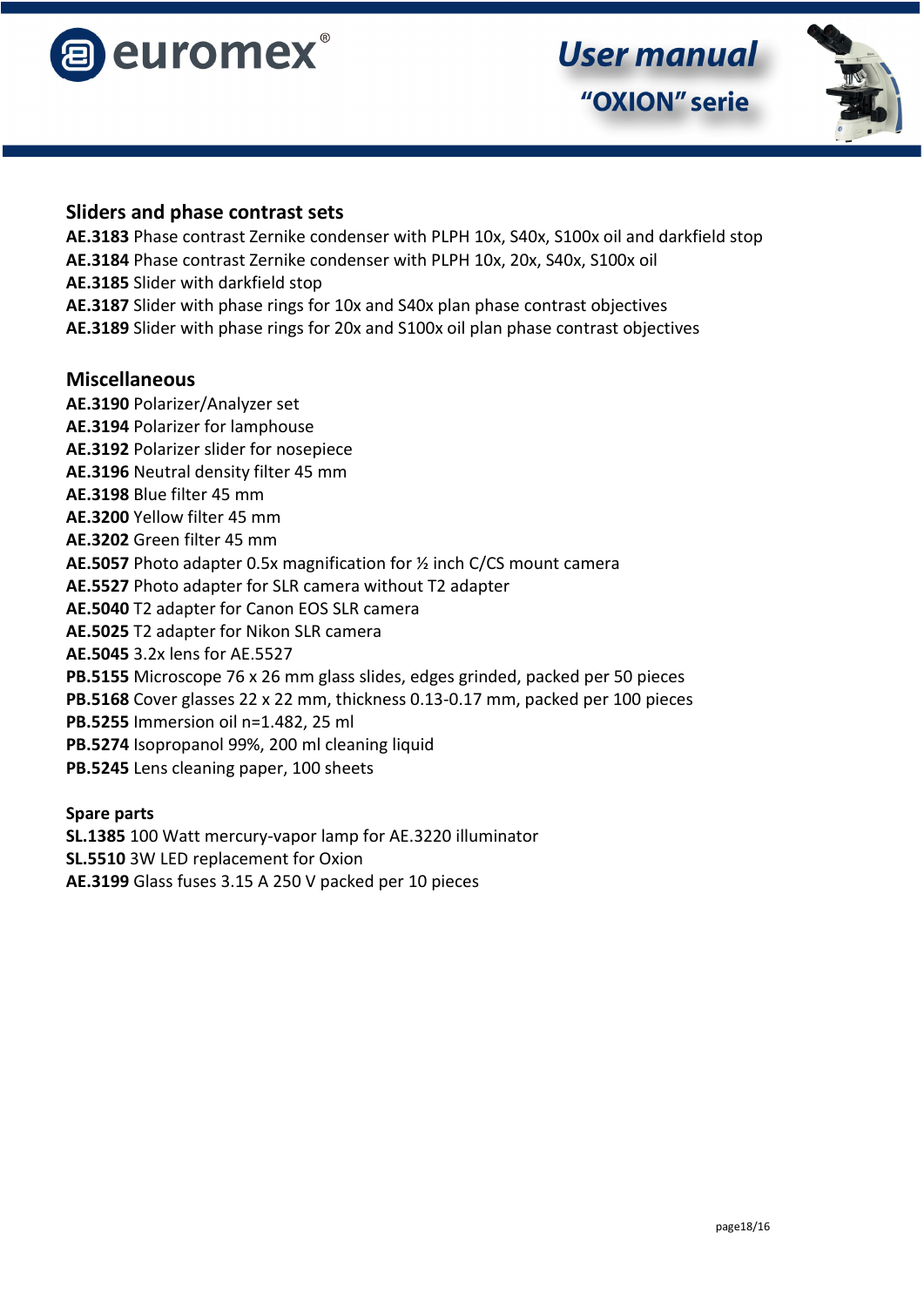## Sliders and phase contrast sets

**AE.3183** Phase contrast Zernike condenser with PLPH 10x, S40x, S100x oil and darkfield stop
**AE.3184** Phase contrast Zernike condenser with PLPH 10x, 20x, S40x, S100x oil
**AE.3185** Slider with darkfield stop
**AE.3187** Slider with phase rings for 10x and S40x plan phase contrast objectives
**AE.3189** Slider with phase rings for 20x and S100x oil plan phase contrast objectives

## Miscellaneous

**AE.3190** Polarizer/Analyzer set
**AE.3194** Polarizer for lamphouse
**AE.3192** Polarizer slider for nosepiece
**AE.3196** Neutral density filter 45 mm
**AE.3198** Blue filter 45 mm
**AE.3200** Yellow filter 45 mm
**AE.3202** Green filter 45 mm
**AE.5057** Photo adapter 0.5x magnification for ½ inch C/CS mount camera
**AE.5527** Photo adapter for SLR camera without T2 adapter
**AE.5040** T2 adapter for Canon EOS SLR camera
**AE.5025** T2 adapter for Nikon SLR camera
**AE.5045** 3.2x lens for AE.5527
**PB.5155** Microscope 76 x 26 mm glass slides, edges grinded, packed per 50 pieces
**PB.5168** Cover glasses 22 x 22 mm, thickness 0.13-0.17 mm, packed per 100 pieces
**PB.5255** Immersion oil n=1.482, 25 ml
**PB.5274** Isopropanol 99%, 200 ml cleaning liquid
**PB.5245** Lens cleaning paper, 100 sheets

**Spare parts**

**SL.1385** 100 Watt mercury-vapor lamp for AE.3220 illuminator
**SL.5510** 3W LED replacement for Oxion
**AE.3199** Glass fuses 3.15 A 250 V packed per 10 pieces